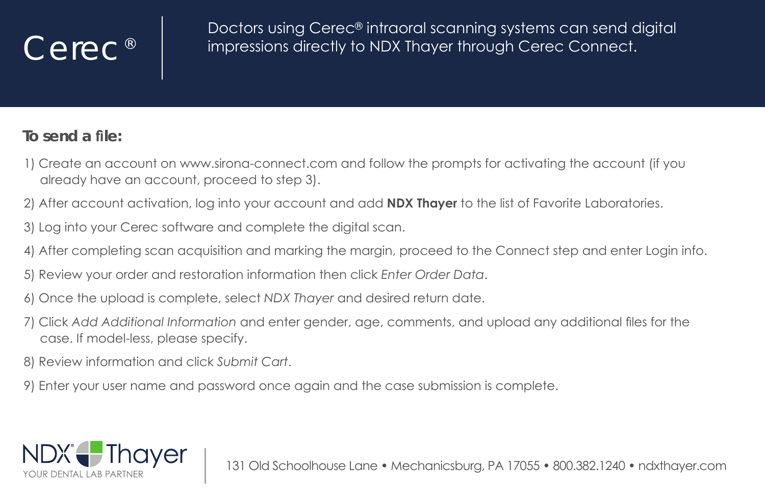# Cerec®

Doctors using Cerec® intraoral scanning systems can send digital impressions directly to NDX Thayer through Cerec Connect.

**To send a file:**

1) Create an account on www.sirona-connect.com and follow the prompts for activating the account (if you already have an account, proceed to step 3).
2) After account activation, log into your account and add **NDX Thayer** to the list of Favorite Laboratories.
3) Log into your Cerec software and complete the digital scan.
4) After completing scan acquisition and marking the margin, proceed to the Connect step and enter Login info.
5) Review your order and restoration information then click *Enter Order Data*.
6) Once the upload is complete, select *NDX Thayer* and desired return date.
7) Click *Add Additional Information* and enter gender, age, comments, and upload any additional files for the case. If model-less, please specify.
8) Review information and click *Submit Cart*.
9) Enter your user name and password once again and the case submission is complete.

NDX Thayer
YOUR DENTAL LAB PARTNER

131 Old Schoolhouse Lane • Mechanicsburg, PA 17055 • 800.382.1240 • ndxthayer.com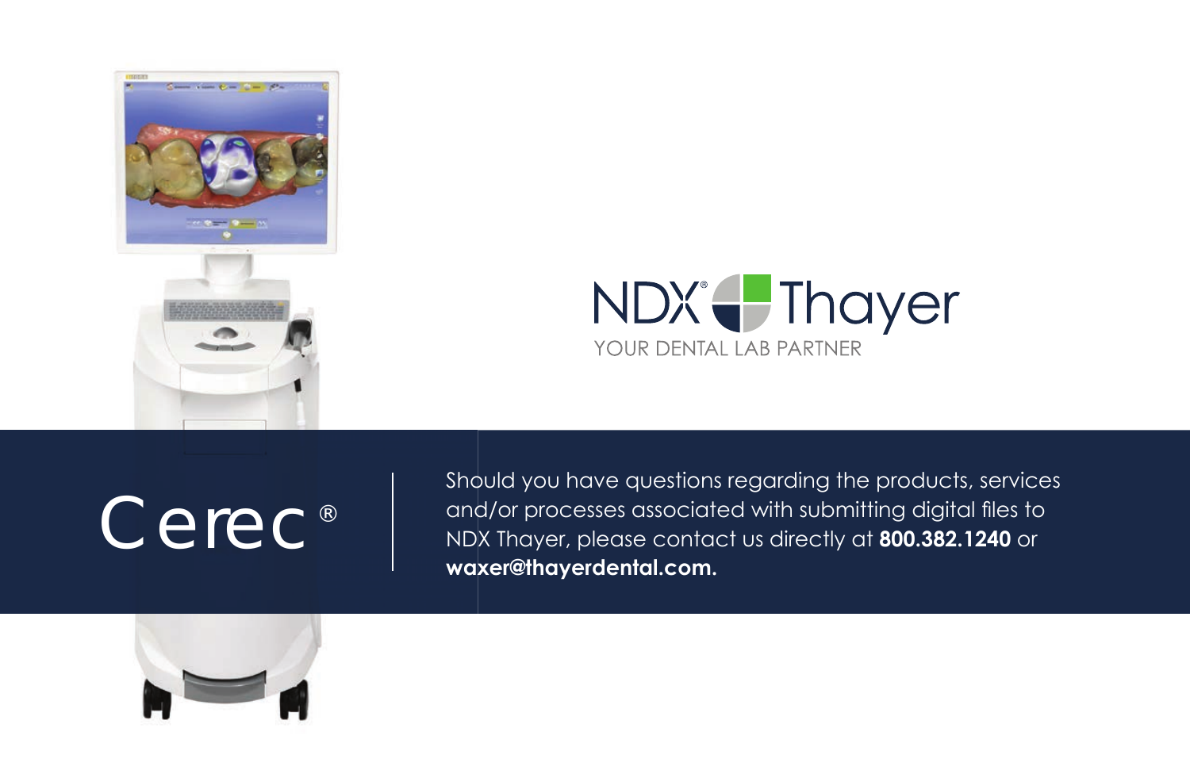NDX® Thayer

YOUR DENTAL LAB PARTNER

# Cerec®

Should you have questions regarding the products, services and/or processes associated with submitting digital files to NDX Thayer, please contact us directly at **800.382.1240** or **waxer@thayerdental.com.**